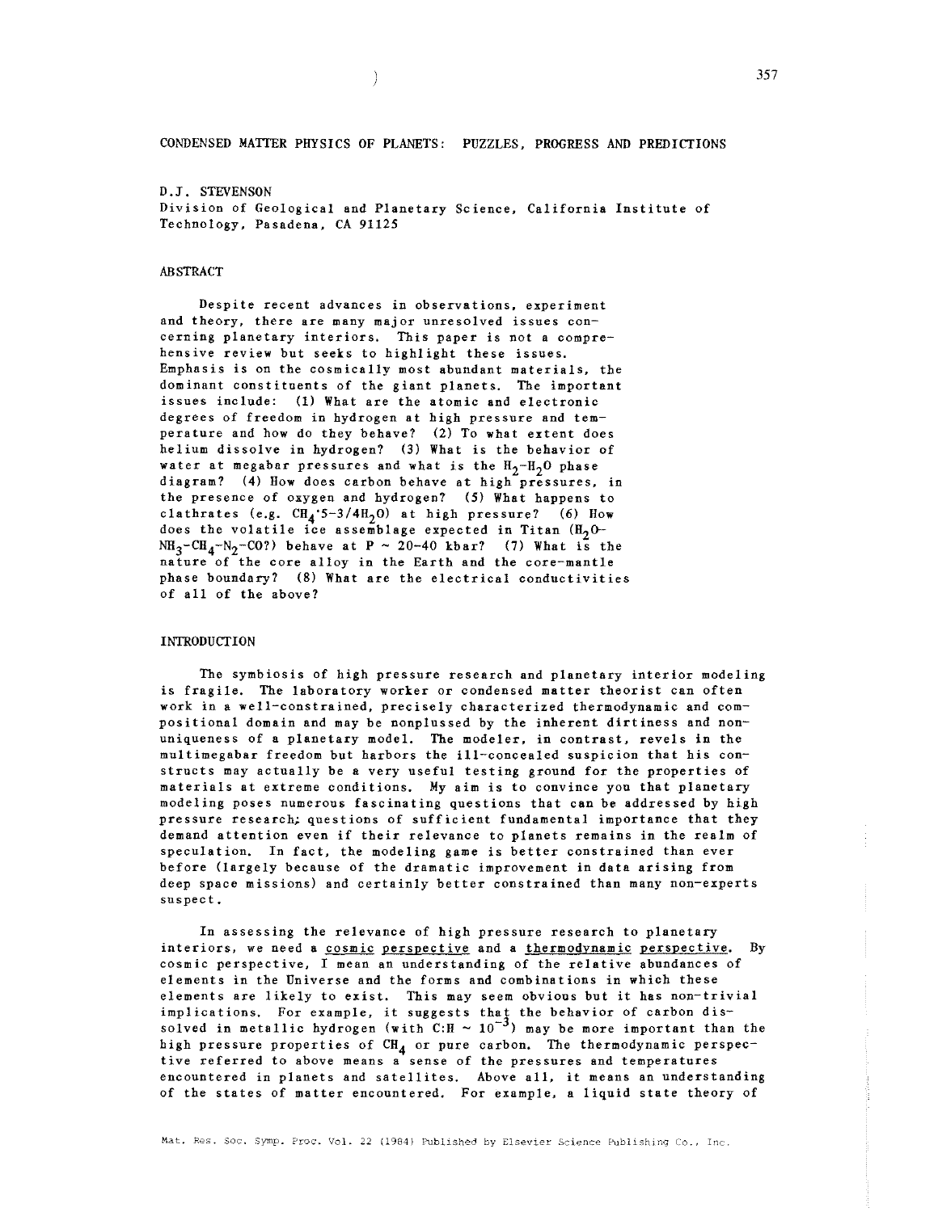# CONDENSED MATTER PHYSICS OF PLANETS: PUZZLES, PROGRESS AND PREDICTIONS

D.J. STEVENSON
Division of Geological and Planetary Science, California Institute of Technology, Pasadena, CA 91125

## ABSTRACT

Despite recent advances in observations, experiment and theory, there are many major unresolved issues concerning planetary interiors. This paper is not a comprehensive review but seeks to highlight these issues. Emphasis is on the cosmically most abundant materials, the dominant constituents of the giant planets. The important issues include: (1) What are the atomic and electronic degrees of freedom in hydrogen at high pressure and temperature and how do they behave? (2) To what extent does helium dissolve in hydrogen? (3) What is the behavior of water at megabar pressures and what is the $H_2$-$H_2O$ phase diagram? (4) How does carbon behave at high pressures, in the presence of oxygen and hydrogen? (5) What happens to clathrates (e.g. $CH_4 \cdot 5\text{-}3/4H_2O$) at high pressure? (6) How does the volatile ice assemblage expected in Titan ($H_2O$-$NH_3$-$CH_4$-$N_2$-CO?) behave at $P \sim 20\text{-}40$ kbar? (7) What is the nature of the core alloy in the Earth and the core-mantle phase boundary? (8) What are the electrical conductivities of all of the above?

## INTRODUCTION

The symbiosis of high pressure research and planetary interior modeling is fragile. The laboratory worker or condensed matter theorist can often work in a well-constrained, precisely characterized thermodynamic and compositional domain and may be nonplussed by the inherent dirtiness and nonuniqueness of a planetary model. The modeler, in contrast, revels in the multimegabar freedom but harbors the ill-concealed suspicion that his constructs may actually be a very useful testing ground for the properties of materials at extreme conditions. My aim is to convince you that planetary modeling poses numerous fascinating questions that can be addressed by high pressure research; questions of sufficient fundamental importance that they demand attention even if their relevance to planets remains in the realm of speculation. In fact, the modeling game is better constrained than ever before (largely because of the dramatic improvement in data arising from deep space missions) and certainly better constrained than many non-experts suspect.

In assessing the relevance of high pressure research to planetary interiors, we need a _cosmic perspective_ and a _thermodynamic perspective_. By cosmic perspective, I mean an understanding of the relative abundances of elements in the Universe and the forms and combinations in which these elements are likely to exist. This may seem obvious but it has non-trivial implications. For example, it suggests that the behavior of carbon dissolved in metallic hydrogen (with $C:H \sim 10^{-3}$) may be more important than the high pressure properties of $CH_4$ or pure carbon. The thermodynamic perspective referred to above means a sense of the pressures and temperatures encountered in planets and satellites. Above all, it means an understanding of the states of matter encountered. For example, a liquid state theory of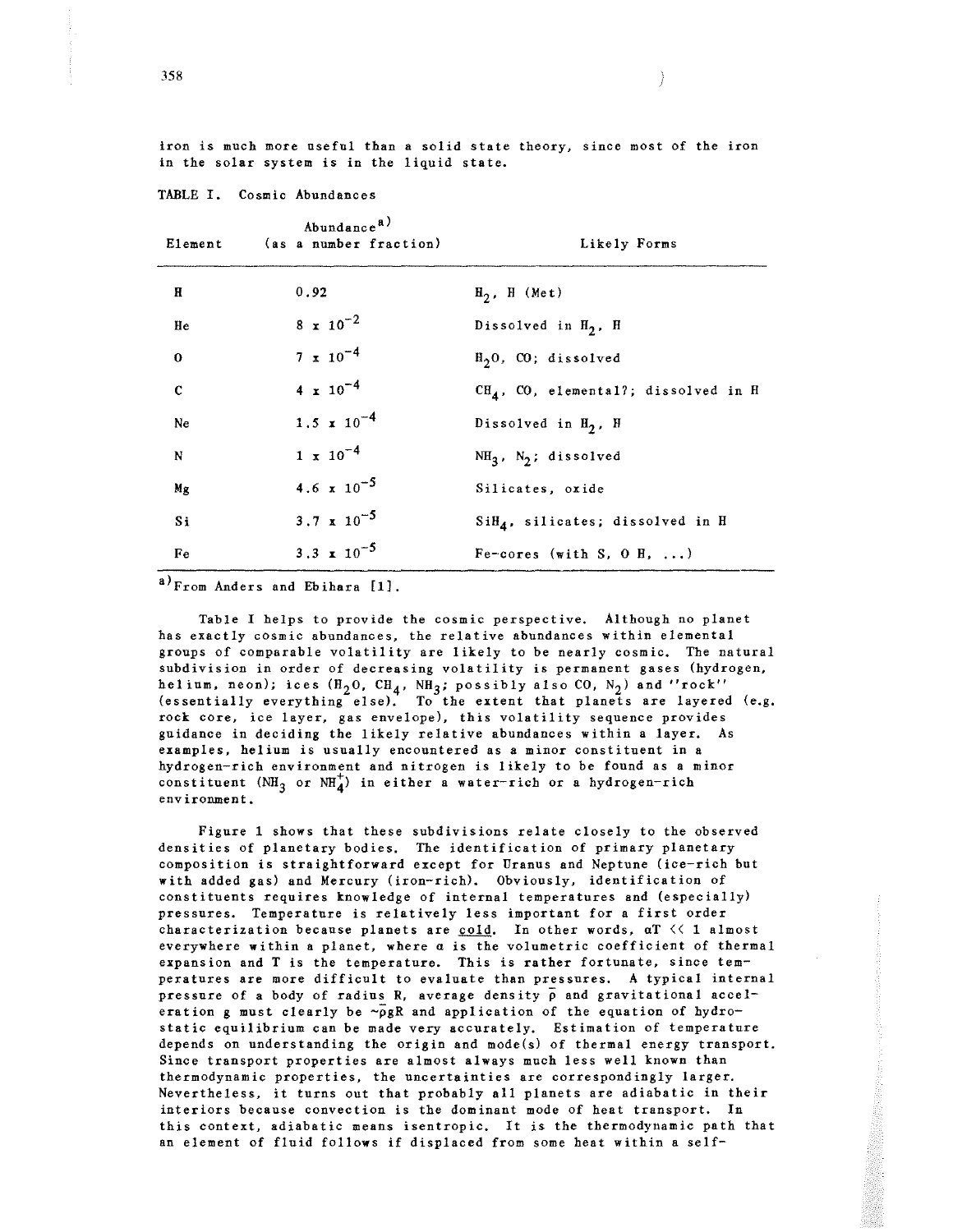iron is much more useful than a solid state theory, since most of the iron in the solar system is in the liquid state.

TABLE I. Cosmic Abundances

| Element | Abundance[a] (as a number fraction) | Likely Forms |
|---|---|---|
| H | 0.92 | $H_2$, H (Met) |
| He | $8 \times 10^{-2}$ | Dissolved in $H_2$, H |
| O | $7 \times 10^{-4}$ | $H_2O$, CO; dissolved |
| C | $4 \times 10^{-4}$ | $CH_4$, CO, elemental?; dissolved in H |
| Ne | $1.5 \times 10^{-4}$ | Dissolved in $H_2$, H |
| N | $1 \times 10^{-4}$ | $NH_3$, $N_2$; dissolved |
| Mg | $4.6 \times 10^{-5}$ | Silicates, oxide |
| Si | $3.7 \times 10^{-5}$ | $SiH_4$, silicates; dissolved in H |
| Fe | $3.3 \times 10^{-5}$ | Fe-cores (with S, O H, ...) |

[a] From Anders and Ebihara [1].

Table I helps to provide the cosmic perspective. Although no planet has exactly cosmic abundances, the relative abundances within elemental groups of comparable volatility are likely to be nearly cosmic. The natural subdivision in order of decreasing volatility is permanent gases (hydrogen, helium, neon); ices ($H_2O$, $CH_4$, $NH_3$; possibly also CO, $N_2$) and "rock" (essentially everything else). To the extent that planets are layered (e.g. rock core, ice layer, gas envelope), this volatility sequence provides guidance in deciding the likely relative abundances within a layer. As examples, helium is usually encountered as a minor constituent in a hydrogen-rich environment and nitrogen is likely to be found as a minor constituent ($NH_3$ or $NH_4^+$) in either a water-rich or a hydrogen-rich environment.

Figure 1 shows that these subdivisions relate closely to the observed densities of planetary bodies. The identification of primary planetary composition is straightforward except for Uranus and Neptune (ice-rich but with added gas) and Mercury (iron-rich). Obviously, identification of constituents requires knowledge of internal temperatures and (especially) pressures. Temperature is relatively less important for a first order characterization because planets are <u>cold</u>. In other words, $\alpha T \ll 1$ almost everywhere within a planet, where $\alpha$ is the volumetric coefficient of thermal expansion and T is the temperature. This is rather fortunate, since temperatures are more difficult to evaluate than pressures. A typical internal pressure of a body of radius R, average density $\bar{\rho}$ and gravitational acceleration g must clearly be $\sim\bar{\rho}gR$ and application of the equation of hydrostatic equilibrium can be made very accurately. Estimation of temperature depends on understanding the origin and mode(s) of thermal energy transport. Since transport properties are almost always much less well known than thermodynamic properties, the uncertainties are correspondingly larger. Nevertheless, it turns out that probably all planets are adiabatic in their interiors because convection is the dominant mode of heat transport. In this context, adiabatic means isentropic. It is the thermodynamic path that an element of fluid follows if displaced from some heat within a self-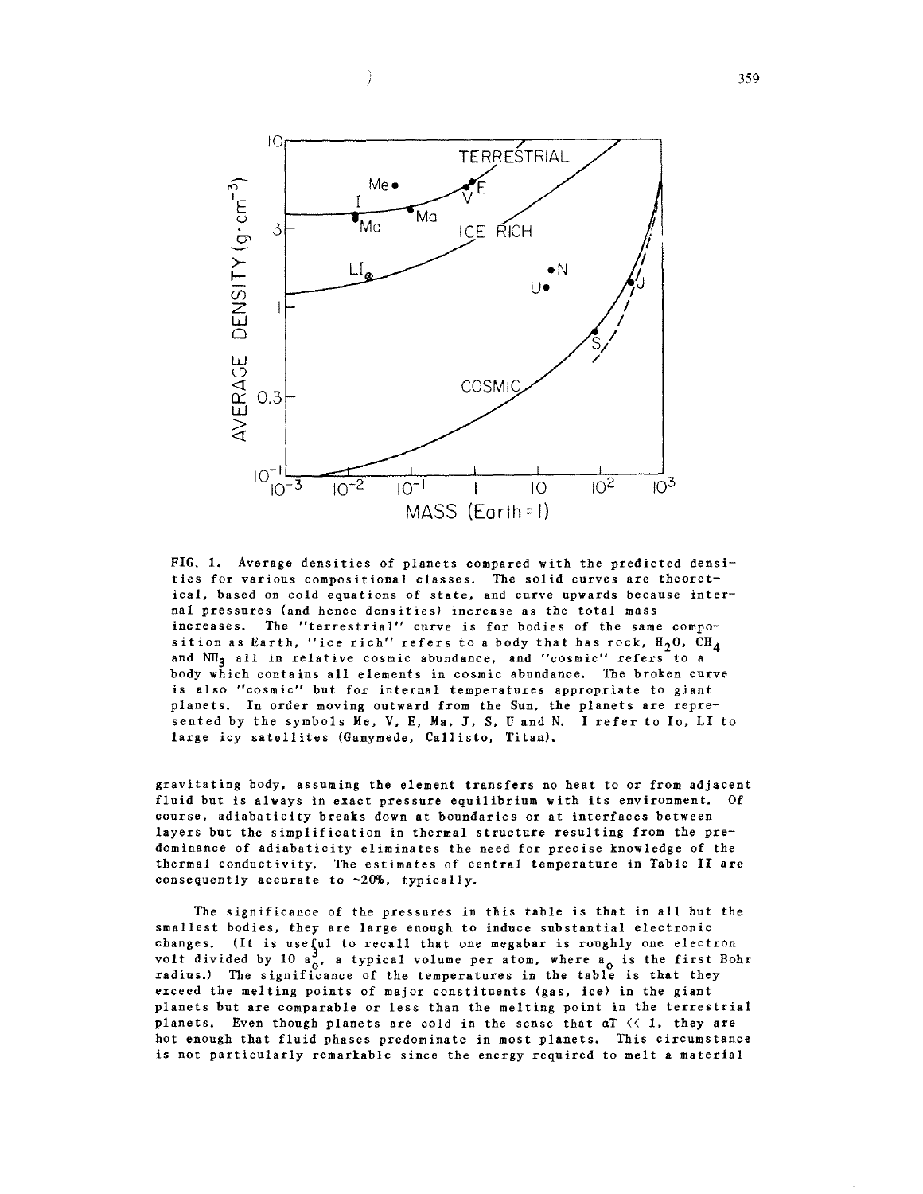FIG. 1. Average densities of planets compared with the predicted densities for various compositional classes. The solid curves are theoretical, based on cold equations of state, and curve upwards because internal pressures (and hence densities) increase as the total mass increases. The "terrestrial" curve is for bodies of the same composition as Earth, "ice rich" refers to a body that has rock, $H_2O$, $CH_4$ and $NH_3$ all in relative cosmic abundance, and "cosmic" refers to a body which contains all elements in cosmic abundance. The broken curve is also "cosmic" but for internal temperatures appropriate to giant planets. In order moving outward from the Sun, the planets are represented by the symbols Me, V, E, Ma, J, S, U and N. I refer to Io, LI to large icy satellites (Ganymede, Callisto, Titan).

gravitating body, assuming the element transfers no heat to or from adjacent fluid but is always in exact pressure equilibrium with its environment. Of course, adiabaticity breaks down at boundaries or at interfaces between layers but the simplification in thermal structure resulting from the predominance of adiabaticity eliminates the need for precise knowledge of the thermal conductivity. The estimates of central temperature in Table II are consequently accurate to ~20%, typically.

The significance of the pressures in this table is that in all but the smallest bodies, they are large enough to induce substantial electronic changes. (It is useful to recall that one megabar is roughly one electron volt divided by 10 $a_0^3$, a typical volume per atom, where $a_0$ is the first Bohr radius.) The significance of the temperatures in the table is that they exceed the melting points of major constituents (gas, ice) in the giant planets but are comparable or less than the melting point in the terrestrial planets. Even though planets are cold in the sense that $\alpha T \ll 1$, they are hot enough that fluid phases predominate in most planets. This circumstance is not particularly remarkable since the energy required to melt a material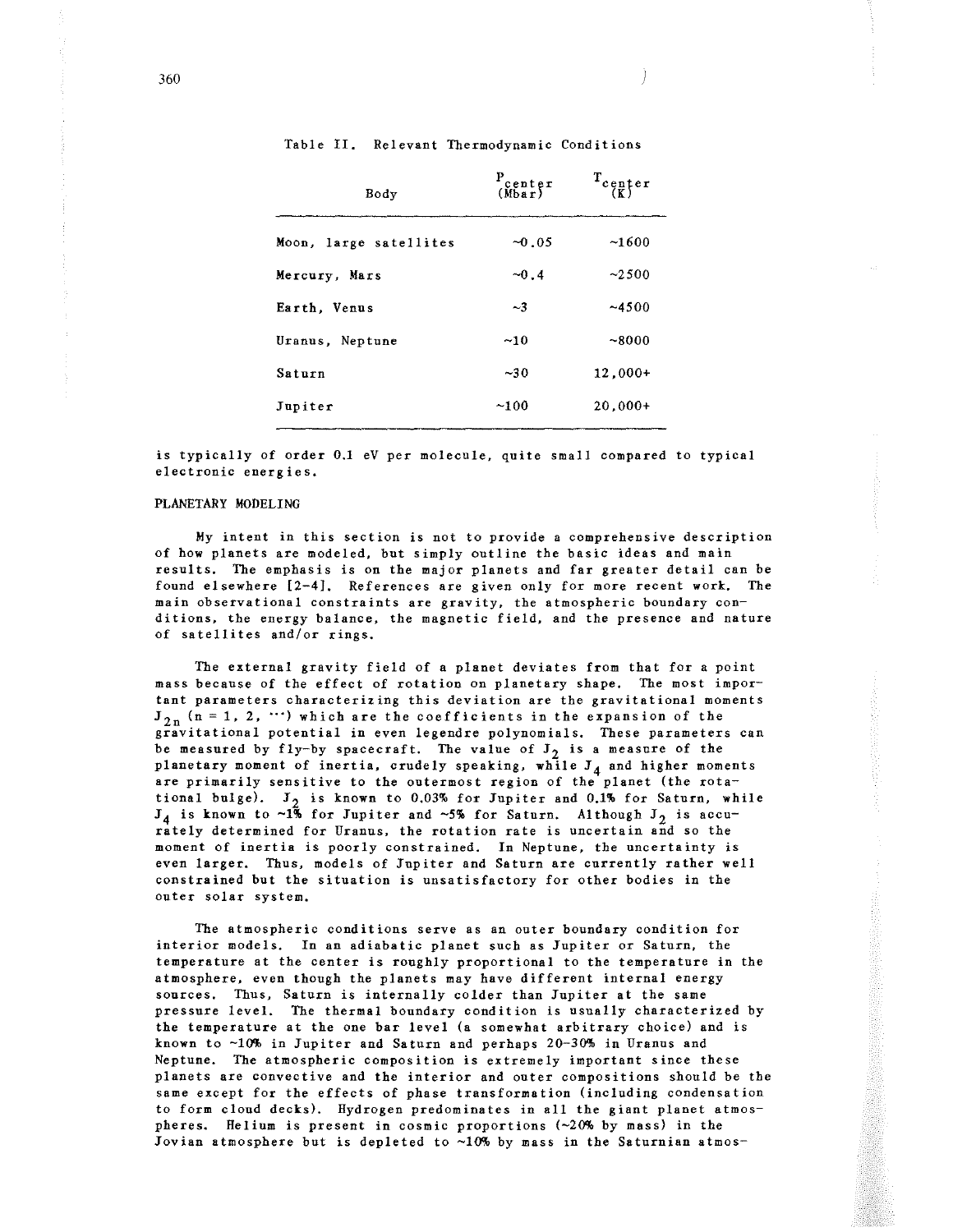Table II. Relevant Thermodynamic Conditions

| Body | $P_{center}$ (Mbar) | $T_{center}$ (K) |
|---|---|---|
| Moon, large satellites | ~0.05 | ~1600 |
| Mercury, Mars | ~0.4 | ~2500 |
| Earth, Venus | ~3 | ~4500 |
| Uranus, Neptune | ~10 | ~8000 |
| Saturn | ~30 | 12,000+ |
| Jupiter | ~100 | 20,000+ |

is typically of order 0.1 eV per molecule, quite small compared to typical electronic energies.

## PLANETARY MODELING

My intent in this section is not to provide a comprehensive description of how planets are modeled, but simply outline the basic ideas and main results. The emphasis is on the major planets and far greater detail can be found elsewhere [2-4]. References are given only for more recent work. The main observational constraints are gravity, the atmospheric boundary conditions, the energy balance, the magnetic field, and the presence and nature of satellites and/or rings.

The external gravity field of a planet deviates from that for a point mass because of the effect of rotation on planetary shape. The most important parameters characterizing this deviation are the gravitational moments $J_{2n}$ ($n = 1, 2, \cdots$) which are the coefficients in the expansion of the gravitational potential in even legendre polynomials. These parameters can be measured by fly-by spacecraft. The value of $J_2$ is a measure of the planetary moment of inertia, crudely speaking, while $J_4$ and higher moments are primarily sensitive to the outermost region of the planet (the rotational bulge). $J_2$ is known to 0.03% for Jupiter and 0.1% for Saturn, while $J_4$ is known to ~1% for Jupiter and ~5% for Saturn. Although $J_2$ is accurately determined for Uranus, the rotation rate is uncertain and so the moment of inertia is poorly constrained. In Neptune, the uncertainty is even larger. Thus, models of Jupiter and Saturn are currently rather well constrained but the situation is unsatisfactory for other bodies in the outer solar system.

The atmospheric conditions serve as an outer boundary condition for interior models. In an adiabatic planet such as Jupiter or Saturn, the temperature at the center is roughly proportional to the temperature in the atmosphere, even though the planets may have different internal energy sources. Thus, Saturn is internally colder than Jupiter at the same pressure level. The thermal boundary condition is usually characterized by the temperature at the one bar level (a somewhat arbitrary choice) and is known to ~10% in Jupiter and Saturn and perhaps 20-30% in Uranus and Neptune. The atmospheric composition is extremely important since these planets are convective and the interior and outer compositions should be the same except for the effects of phase transformation (including condensation to form cloud decks). Hydrogen predominates in all the giant planet atmospheres. Helium is present in cosmic proportions (~20% by mass) in the Jovian atmosphere but is depleted to ~10% by mass in the Saturnian atmos-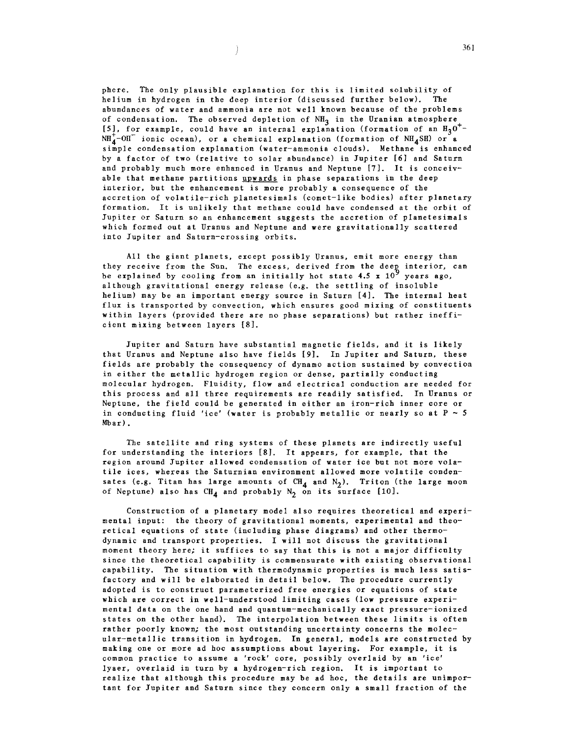phere. The only plausible explanation for this is limited solubility of helium in hydrogen in the deep interior (discussed further below). The abundances of water and ammonia are not well known because of the problems of condensation. The observed depletion of $NH_3$ in the Uranian atmosphere [5], for example, could have an internal explanation (formation of an $H_3O^+$-$NH_4^+$-$OH^-$ ionic ocean), or a chemical explanation (formation of $NH_4SH$) or a simple condensation explanation (water-ammonia clouds). Methane is enhanced by a factor of two (relative to solar abundance) in Jupiter [6] and Saturn and probably much more enhanced in Uranus and Neptune [7]. It is conceivable that methane partitions upwards in phase separations in the deep interior, but the enhancement is more probably a consequence of the accretion of volatile-rich planetesimals (comet-like bodies) after planetary formation. It is unlikely that methane could have condensed at the orbit of Jupiter or Saturn so an enhancement suggests the accretion of planetesimals which formed out at Uranus and Neptune and were gravitationally scattered into Jupiter and Saturn-crossing orbits.

All the giant planets, except possibly Uranus, emit more energy than they receive from the Sun. The excess, derived from the deep interior, can be explained by cooling from an initially hot state $4.5 \times 10^9$ years ago, although gravitational energy release (e.g. the settling of insoluble helium) may be an important energy source in Saturn [4]. The internal heat flux is transported by convection, which ensures good mixing of constituents within layers (provided there are no phase separations) but rather inefficient mixing between layers [8].

Jupiter and Saturn have substantial magnetic fields, and it is likely that Uranus and Neptune also have fields [9]. In Jupiter and Saturn, these fields are probably the consequency of dynamo action sustained by convection in either the metallic hydrogen region or dense, partially conducting molecular hydrogen. Fluidity, flow and electrical conduction are needed for this process and all three requirements are readily satisfied. In Uranus or Neptune, the field could be generated in either an iron-rich inner core or in conducting fluid 'ice' (water is probably metallic or nearly so at $P \sim 5$ Mbar).

The satellite and ring systems of these planets are indirectly useful for understanding the interiors [8]. It appears, for example, that the region around Jupiter allowed condensation of water ice but not more volatile ices, whereas the Saturnian environment allowed more volatile condensates (e.g. Titan has large amounts of $CH_4$ and $N_2$). Triton (the large moon of Neptune) also has $CH_4$ and probably $N_2$ on its surface [10].

Construction of a planetary model also requires theoretical and experimental input: the theory of gravitational moments, experimental and theoretical equations of state (including phase diagrams) and other thermodynamic and transport properties. I will not discuss the gravitational moment theory here; it suffices to say that this is not a major difficulty since the theoretical capability is commensurate with existing observational capability. The situation with thermodynamic properties is much less satisfactory and will be elaborated in detail below. The procedure currently adopted is to construct parameterized free energies or equations of state which are correct in well-understood limiting cases (low pressure experimental data on the one hand and quantum-mechanically exact pressure-ionized states on the other hand). The interpolation between these limits is often rather poorly known; the most outstanding uncertainty concerns the molecular-metallic transition in hydrogen. In general, models are constructed by making one or more ad hoc assumptions about layering. For example, it is common practice to assume a 'rock' core, possibly overlaid by an 'ice' lyaer, overlaid in turn by a hydrogen-rich region. It is important to realize that although this procedure may be ad hoc, the details are unimportant for Jupiter and Saturn since they concern only a small fraction of the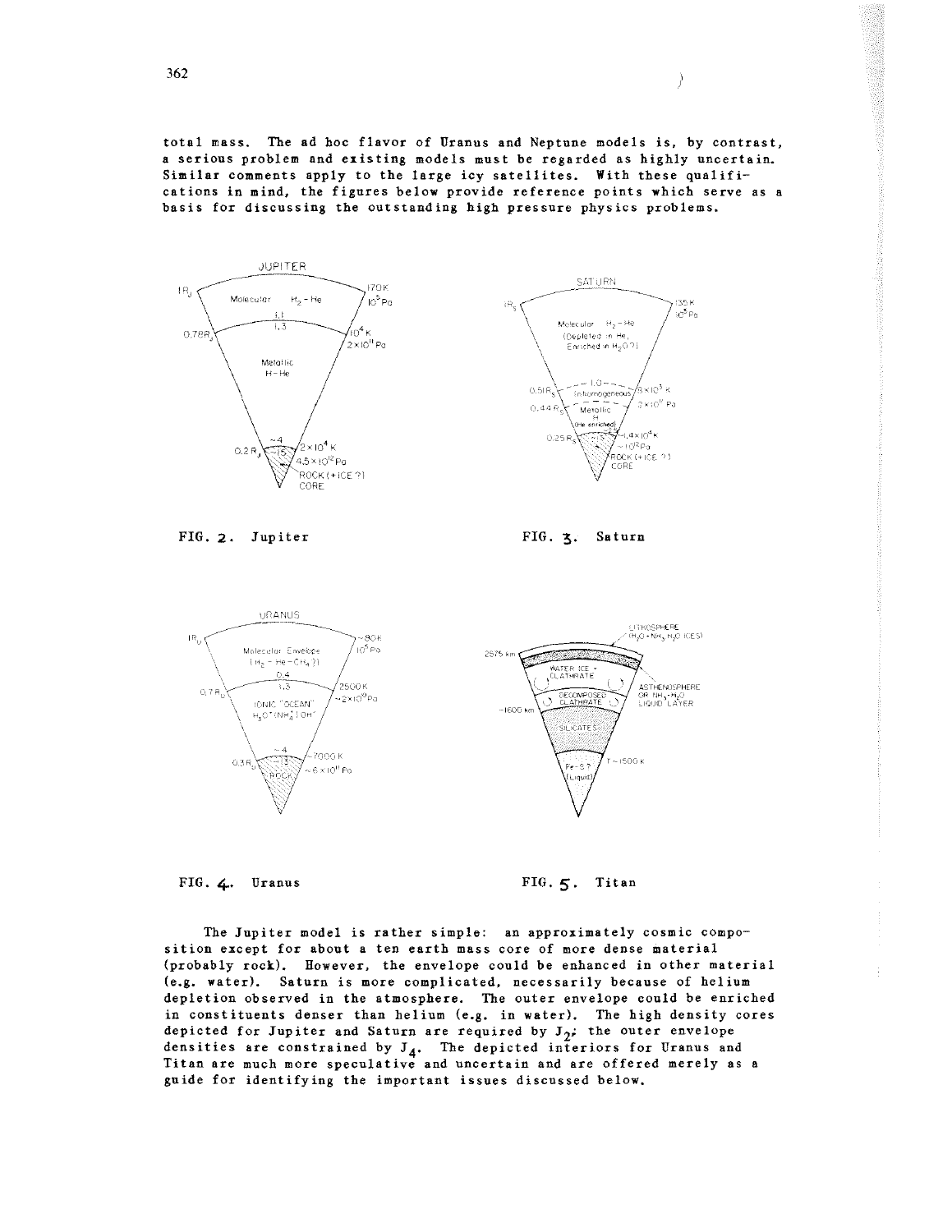total mass. The ad hoc flavor of Uranus and Neptune models is, by contrast, a serious problem and existing models must be regarded as highly uncertain. Similar comments apply to the large icy satellites. With these qualifications in mind, the figures below provide reference points which serve as a basis for discussing the outstanding high pressure physics problems.

FIG. 2. Jupiter

FIG. 3. Saturn

FIG. 4. Uranus

FIG. 5. Titan

The Jupiter model is rather simple: an approximately cosmic composition except for about a ten earth mass core of more dense material (probably rock). However, the envelope could be enhanced in other material (e.g. water). Saturn is more complicated, necessarily because of helium depletion observed in the atmosphere. The outer envelope could be enriched in constituents denser than helium (e.g. in water). The high density cores depicted for Jupiter and Saturn are required by $J_2$; the outer envelope densities are constrained by $J_4$. The depicted interiors for Uranus and Titan are much more speculative and uncertain and are offered merely as a guide for identifying the important issues discussed below.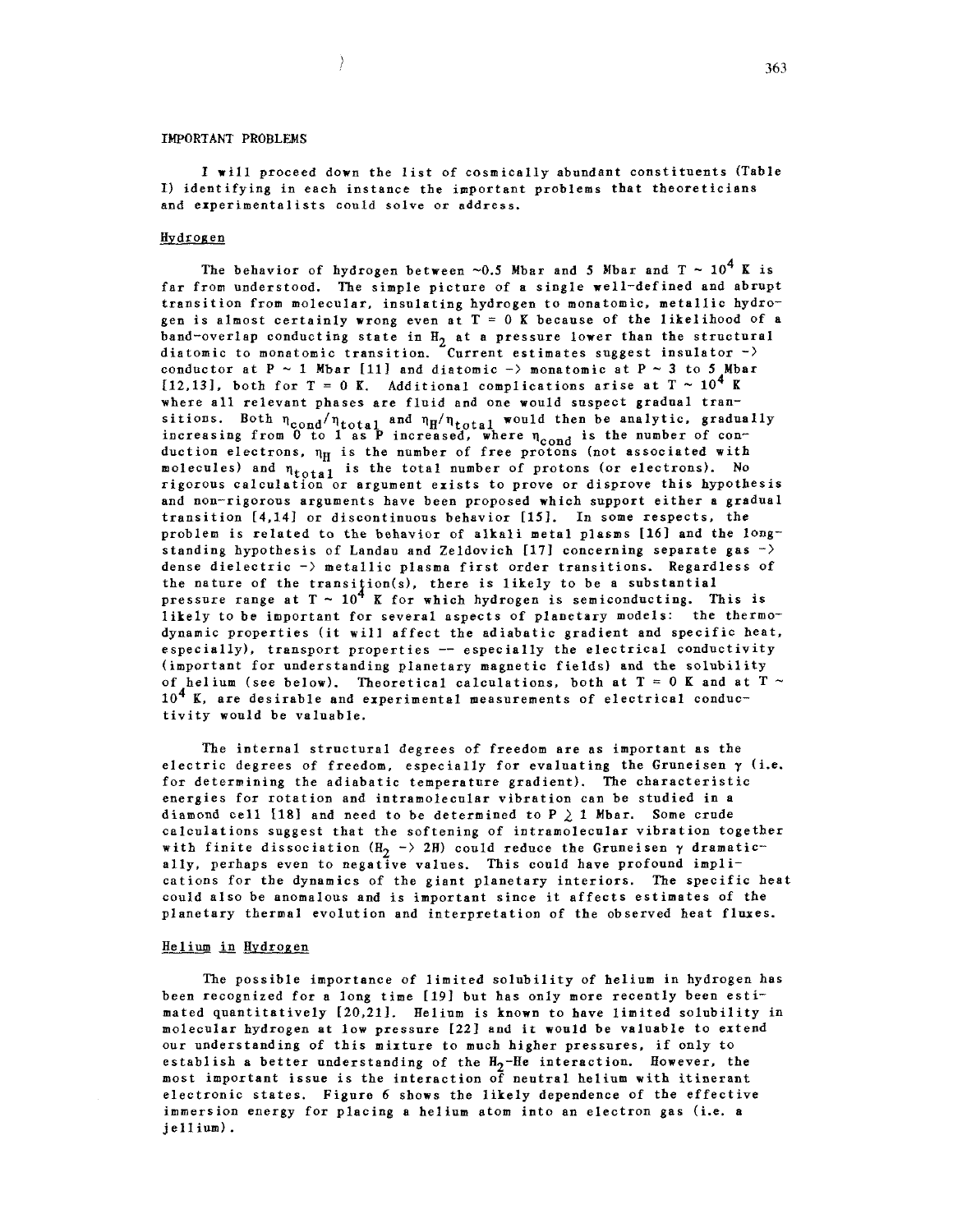## IMPORTANT PROBLEMS

I will proceed down the list of cosmically abundant constituents (Table I) identifying in each instance the important problems that theoreticians and experimentalists could solve or address.

### Hydrogen

The behavior of hydrogen between ~0.5 Mbar and 5 Mbar and $T \sim 10^4$ K is far from understood. The simple picture of a single well-defined and abrupt transition from molecular, insulating hydrogen to monatomic, metallic hydrogen is almost certainly wrong even at T = 0 K because of the likelihood of a band-overlap conducting state in $H_2$ at a pressure lower than the structural diatomic to monatomic transition. Current estimates suggest insulator -> conductor at P ~ 1 Mbar [11] and diatomic -> monatomic at P ~ 3 to 5 Mbar [12,13], both for T = 0 K. Additional complications arise at $T \sim 10^4$ K where all relevant phases are fluid and one would suspect gradual transitions. Both $\eta_{cond}/\eta_{total}$ and $\eta_H/\eta_{total}$ would then be analytic, gradually increasing from 0 to 1 as P increased, where $\eta_{cond}$ is the number of conduction electrons, $\eta_H$ is the number of free protons (not associated with molecules) and $\eta_{total}$ is the total number of protons (or electrons). No rigorous calculation or argument exists to prove or disprove this hypothesis and non-rigorous arguments have been proposed which support either a gradual transition [4,14] or discontinuous behavior [15]. In some respects, the problem is related to the behavior of alkali metal plasms [16] and the long-standing hypothesis of Landau and Zeldovich [17] concerning separate gas -> dense dielectric -> metallic plasma first order transitions. Regardless of the nature of the transition(s), there is likely to be a substantial pressure range at $T \sim 10^4$ K for which hydrogen is semiconducting. This is likely to be important for several aspects of planetary models: the thermodynamic properties (it will affect the adiabatic gradient and specific heat, especially), transport properties -- especially the electrical conductivity (important for understanding planetary magnetic fields) and the solubility of helium (see below). Theoretical calculations, both at T = 0 K and at $T \sim 10^4$ K, are desirable and experimental measurements of electrical conductivity would be valuable.

The internal structural degrees of freedom are as important as the electric degrees of freedom, especially for evaluating the Gruneisen $\gamma$ (i.e. for determining the adiabatic temperature gradient). The characteristic energies for rotation and intramolecular vibration can be studied in a diamond cell [18] and need to be determined to $P \gtrsim 1$ Mbar. Some crude calculations suggest that the softening of intramolecular vibration together with finite dissociation ($H_2 \rightarrow 2H$) could reduce the Gruneisen $\gamma$ dramatically, perhaps even to negative values. This could have profound implications for the dynamics of the giant planetary interiors. The specific heat could also be anomalous and is important since it affects estimates of the planetary thermal evolution and interpretation of the observed heat fluxes.

### Helium in Hydrogen

The possible importance of limited solubility of helium in hydrogen has been recognized for a long time [19] but has only more recently been estimated quantitatively [20,21]. Helium is known to have limited solubility in molecular hydrogen at low pressure [22] and it would be valuable to extend our understanding of this mixture to much higher pressures, if only to establish a better understanding of the $H_2$-He interaction. However, the most important issue is the interaction of neutral helium with itinerant electronic states. Figure 6 shows the likely dependence of the effective immersion energy for placing a helium atom into an electron gas (i.e. a jellium).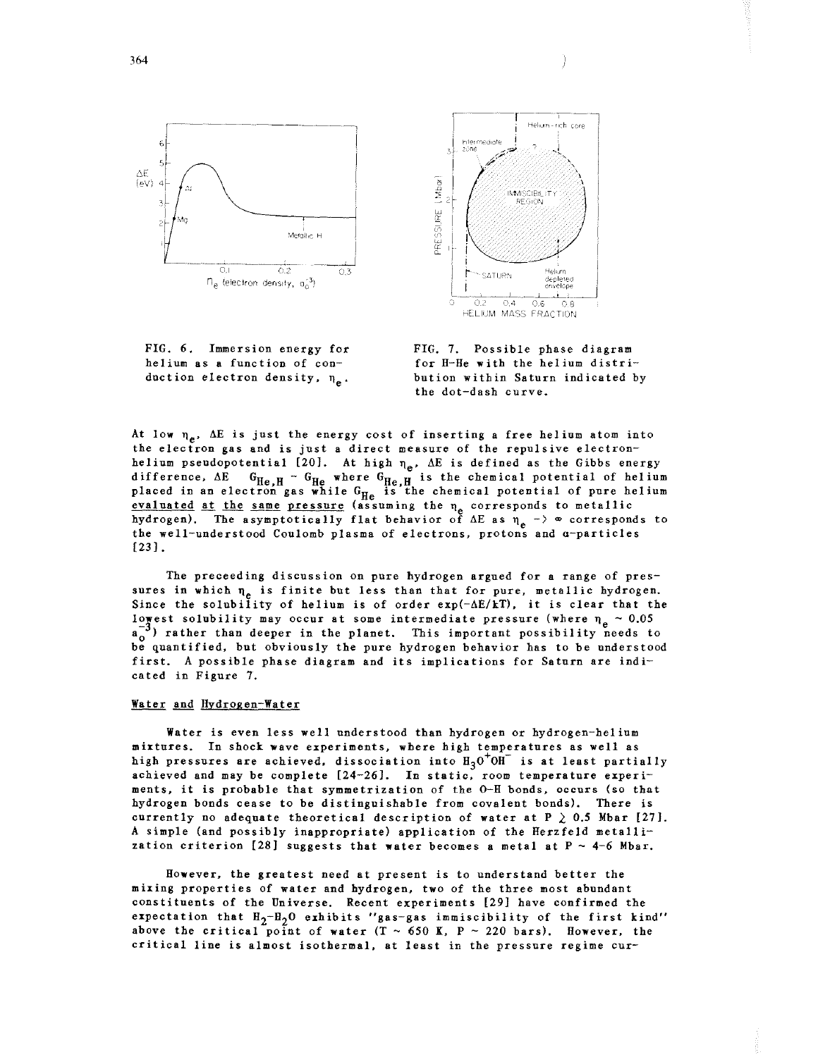FIG. 6. Immersion energy for helium as a function of conduction electron density, $\eta_e$.

FIG. 7. Possible phase diagram for H-He with the helium distribution within Saturn indicated by the dot-dash curve.

At low $\eta_e$, $\Delta E$ is just the energy cost of inserting a free helium atom into the electron gas and is just a direct measure of the repulsive electron-helium pseudopotential [20]. At high $\eta_e$, $\Delta E$ is defined as the Gibbs energy difference, $\Delta E \quad G_{He,H} - G_{He}$ where $G_{He,H}$ is the chemical potential of helium placed in an electron gas while $G_{He}$ is the chemical potential of pure helium evaluated at the same pressure (assuming the $\eta_e$ corresponds to metallic hydrogen). The asymptotically flat behavior of $\Delta E$ as $\eta_e \to \infty$ corresponds to the well-understood Coulomb plasma of electrons, protons and $\alpha$-particles [23].

The preceeding discussion on pure hydrogen argued for a range of pressures in which $\eta_e$ is finite but less than that for pure, metallic hydrogen. Since the solubility of helium is of order $\exp(-\Delta E/kT)$, it is clear that the lowest solubility may occur at some intermediate pressure (where $\eta_e \sim 0.05$ $a_o^{-3}$) rather than deeper in the planet. This important possibility needs to be quantified, but obviously the pure hydrogen behavior has to be understood first. A possible phase diagram and its implications for Saturn are indicated in Figure 7.

## Water and Hydrogen-Water

Water is even less well understood than hydrogen or hydrogen-helium mixtures. In shock wave experiments, where high temperatures as well as high pressures are achieved, dissociation into $H_3O^+OH^-$ is at least partially achieved and may be complete [24-26]. In static, room temperature experiments, it is probable that symmetrization of the O-H bonds, occurs (so that hydrogen bonds cease to be distinguishable from covalent bonds). There is currently no adequate theoretical description of water at $P \gtrsim 0.5$ Mbar [27]. A simple (and possibly inappropriate) application of the Herzfeld metallization criterion [28] suggests that water becomes a metal at $P \sim 4$-$6$ Mbar.

However, the greatest need at present is to understand better the mixing properties of water and hydrogen, two of the three most abundant constituents of the Universe. Recent experiments [29] have confirmed the expectation that $H_2$-$H_2O$ exhibits "gas-gas immiscibility of the first kind" above the critical point of water ($T \sim 650$ K, $P \sim 220$ bars). However, the critical line is almost isothermal, at least in the pressure regime cur-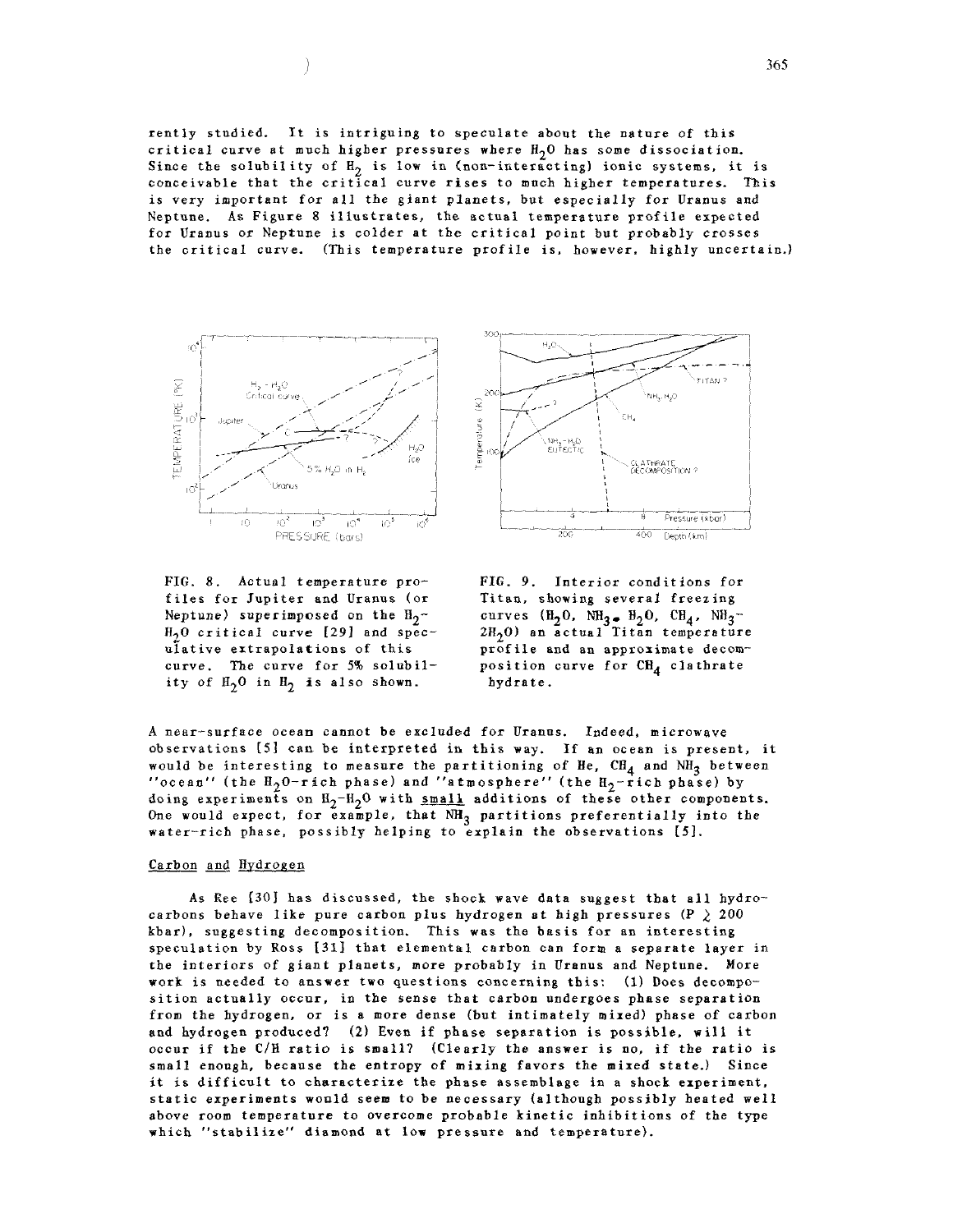rently studied. It is intriguing to speculate about the nature of this critical curve at much higher pressures where $H_2O$ has some dissociation. Since the solubility of $H_2$ is low in (non-interacting) ionic systems, it is conceivable that the critical curve rises to much higher temperatures. This is very important for all the giant planets, but especially for Uranus and Neptune. As Figure 8 illustrates, the actual temperature profile expected for Uranus or Neptune is colder at the critical point but probably crosses the critical curve. (This temperature profile is, however, highly uncertain.)

FIG. 8. Actual temperature profiles for Jupiter and Uranus (or Neptune) superimposed on the $H_2$-$H_2O$ critical curve [29] and speculative extrapolations of this curve. The curve for 5% solubility of $H_2O$ in $H_2$ is also shown.

FIG. 9. Interior conditions for Titan, showing several freezing curves ($H_2O$, $NH_3 \cdot H_2O$, $CH_4$, $NH_3$-$2H_2O$) an actual Titan temperature profile and an approximate decomposition curve for $CH_4$ clathrate hydrate.

A near-surface ocean cannot be excluded for Uranus. Indeed, microwave observations [5] can be interpreted in this way. If an ocean is present, it would be interesting to measure the partitioning of He, $CH_4$ and $NH_3$ between "ocean" (the $H_2O$-rich phase) and "atmosphere" (the $H_2$-rich phase) by doing experiments on $H_2$-$H_2O$ with small additions of these other components. One would expect, for example, that $NH_3$ partitions preferentially into the water-rich phase, possibly helping to explain the observations [5].

## Carbon and Hydrogen

As Ree [30] has discussed, the shock wave data suggest that all hydrocarbons behave like pure carbon plus hydrogen at high pressures ($P \gtrsim 200$ kbar), suggesting decomposition. This was the basis for an interesting speculation by Ross [31] that elemental carbon can form a separate layer in the interiors of giant planets, more probably in Uranus and Neptune. More work is needed to answer two questions concerning this: (1) Does decomposition actually occur, in the sense that carbon undergoes phase separation from the hydrogen, or is a more dense (but intimately mixed) phase of carbon and hydrogen produced? (2) Even if phase separation is possible, will it occur if the C/H ratio is small? (Clearly the answer is no, if the ratio is small enough, because the entropy of mixing favors the mixed state.) Since it is difficult to characterize the phase assemblage in a shock experiment, static experiments would seem to be necessary (although possibly heated well above room temperature to overcome probable kinetic inhibitions of the type which "stabilize" diamond at low pressure and temperature).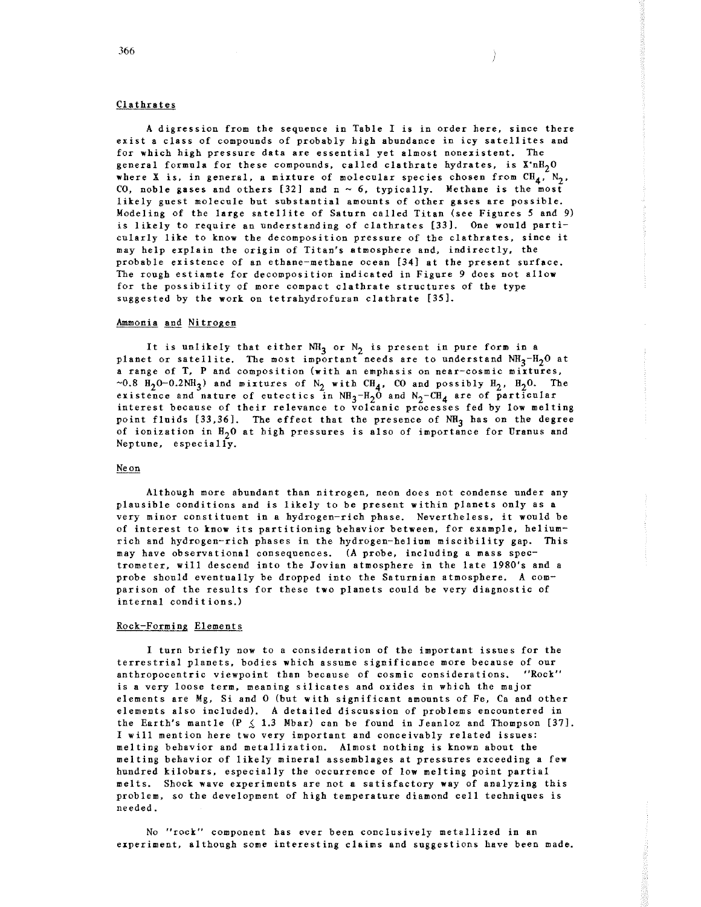## Clathrates

A digression from the sequence in Table I is in order here, since there exist a class of compounds of probably high abundance in icy satellites and for which high pressure data are essential yet almost nonexistent. The general formula for these compounds, called clathrate hydrates, is $X{\cdot}nH_2O$ where X is, in general, a mixture of molecular species chosen from $CH_4$, $N_2$, CO, noble gases and others [32] and $n \sim 6$, typically. Methane is the most likely guest molecule but substantial amounts of other gases are possible. Modeling of the large satellite of Saturn called Titan (see Figures 5 and 9) is likely to require an understanding of clathrates [33]. One would particularly like to know the decomposition pressure of the clathrates, since it may help explain the origin of Titan's atmosphere and, indirectly, the probable existence of an ethane-methane ocean [34] at the present surface. The rough estiamte for decomposition indicated in Figure 9 does not allow for the possibility of more compact clathrate structures of the type suggested by the work on tetrahydrofuran clathrate [35].

## Ammonia and Nitrogen

It is unlikely that either $NH_3$ or $N_2$ is present in pure form in a planet or satellite. The most important needs are to understand $NH_3$-$H_2O$ at a range of T, P and composition (with an emphasis on near-cosmic mixtures, $\sim$0.8 $H_2O$-0.2$NH_3$) and mixtures of $N_2$ with $CH_4$, CO and possibly $H_2$, $H_2O$. The existence and nature of eutectics in $NH_3$-$H_2O$ and $N_2$-$CH_4$ are of particular interest because of their relevance to volcanic processes fed by low melting point fluids [33,36]. The effect that the presence of $NH_3$ has on the degree of ionization in $H_2O$ at high pressures is also of importance for Uranus and Neptune, especially.

## Neon

Although more abundant than nitrogen, neon does not condense under any plausible conditions and is likely to be present within planets only as a very minor constituent in a hydrogen-rich phase. Nevertheless, it would be of interest to know its partitioning behavior between, for example, helium-rich and hydrogen-rich phases in the hydrogen-helium miscibility gap. This may have observational consequences. (A probe, including a mass spectrometer, will descend into the Jovian atmosphere in the late 1980's and a probe should eventually be dropped into the Saturnian atmosphere. A comparison of the results for these two planets could be very diagnostic of internal conditions.)

## Rock-Forming Elements

I turn briefly now to a consideration of the important issues for the terrestrial planets, bodies which assume significance more because of our anthropocentric viewpoint than because of cosmic considerations. "Rock" is a very loose term, meaning silicates and oxides in which the major elements are Mg, Si and O (but with significant amounts of Fe, Ca and other elements also included). A detailed discussion of problems encountered in the Earth's mantle ($P \lesssim 1.3$ Mbar) can be found in Jeanloz and Thompson [37]. I will mention here two very important and conceivably related issues: melting behavior and metallization. Almost nothing is known about the melting behavior of likely mineral assemblages at pressures exceeding a few hundred kilobars, especially the occurrence of low melting point partial melts. Shock wave experiments are not a satisfactory way of analyzing this problem, so the development of high temperature diamond cell techniques is needed.

No "rock" component has ever been conclusively metallized in an experiment, although some interesting claims and suggestions have been made.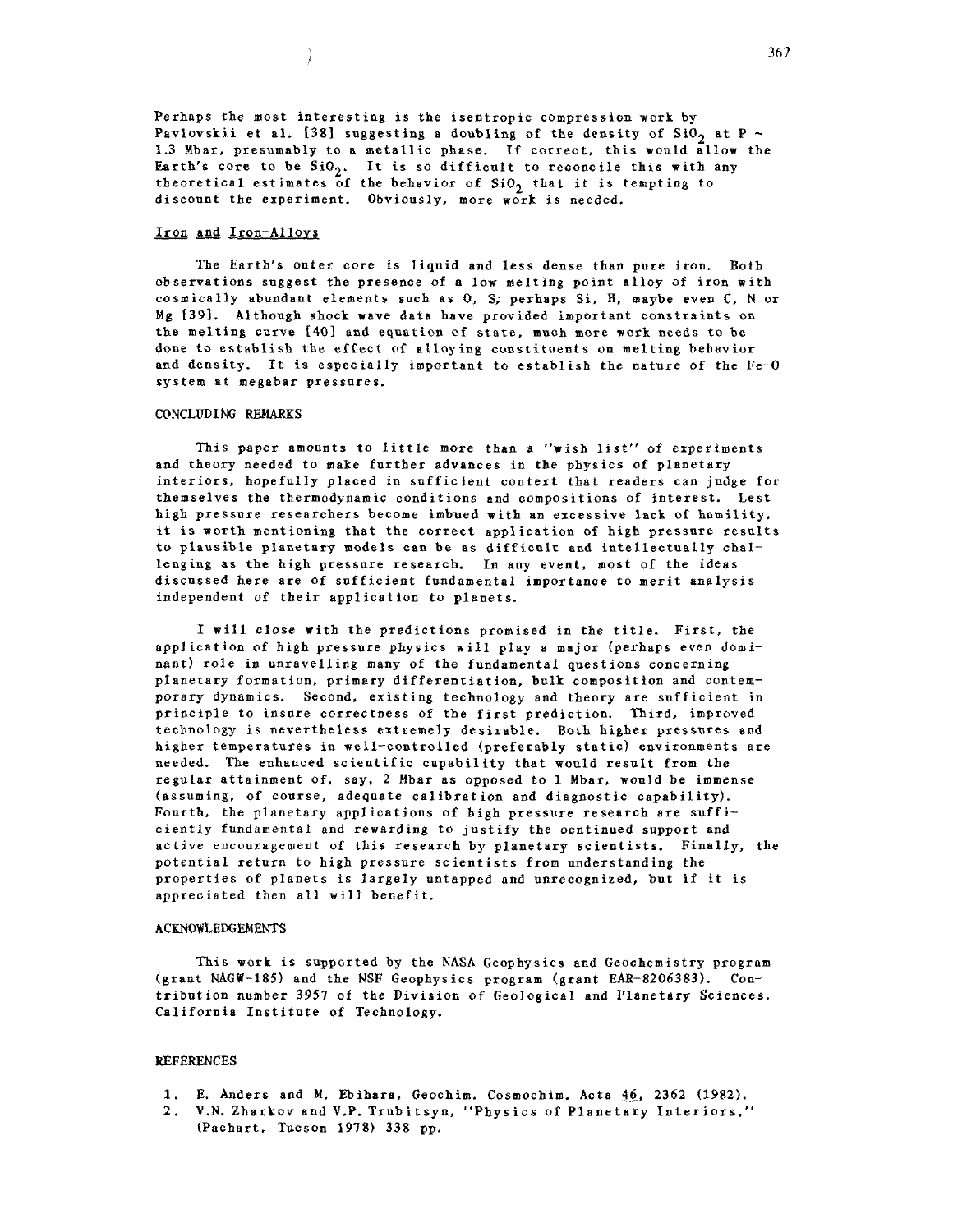Perhaps the most interesting is the isentropic compression work by Pavlovskii et al. [38] suggesting a doubling of the density of $SiO_2$ at P ~ 1.3 Mbar, presumably to a metallic phase. If correct, this would allow the Earth's core to be $SiO_2$. It is so difficult to reconcile this with any theoretical estimates of the behavior of $SiO_2$ that it is tempting to discount the experiment. Obviously, more work is needed.

### Iron and Iron-Alloys

The Earth's outer core is liquid and less dense than pure iron. Both observations suggest the presence of a low melting point alloy of iron with cosmically abundant elements such as O, S; perhaps Si, H, maybe even C, N or Mg [39]. Although shock wave data have provided important constraints on the melting curve [40] and equation of state, much more work needs to be done to establish the effect of alloying constituents on melting behavior and density. It is especially important to establish the nature of the Fe-O system at megabar pressures.

## CONCLUDING REMARKS

This paper amounts to little more than a "wish list" of experiments and theory needed to make further advances in the physics of planetary interiors, hopefully placed in sufficient context that readers can judge for themselves the thermodynamic conditions and compositions of interest. Lest high pressure researchers become imbued with an excessive lack of humility, it is worth mentioning that the correct application of high pressure results to plausible planetary models can be as difficult and intellectually challenging as the high pressure research. In any event, most of the ideas discussed here are of sufficient fundamental importance to merit analysis independent of their application to planets.

I will close with the predictions promised in the title. First, the application of high pressure physics will play a major (perhaps even dominant) role in unravelling many of the fundamental questions concerning planetary formation, primary differentiation, bulk composition and contemporary dynamics. Second, existing technology and theory are sufficient in principle to insure correctness of the first prediction. Third, improved technology is nevertheless extremely desirable. Both higher pressures and higher temperatures in well-controlled (preferably static) environments are needed. The enhanced scientific capability that would result from the regular attainment of, say, 2 Mbar as opposed to 1 Mbar, would be immense (assuming, of course, adequate calibration and diagnostic capability). Fourth, the planetary applications of high pressure research are sufficiently fundamental and rewarding to justify the ocntinued support and active encouragement of this research by planetary scientists. Finally, the potential return to high pressure scientists from understanding the properties of planets is largely untapped and unrecognized, but if it is appreciated then all will benefit.

## ACKNOWLEDGEMENTS

This work is supported by the NASA Geophysics and Geochemistry program (grant NAGW-185) and the NSF Geophysics program (grant EAR-8206383). Contribution number 3957 of the Division of Geological and Planetary Sciences, California Institute of Technology.

## REFERENCES

1. E. Anders and M. Ebihara, Geochim. Cosmochim. Acta 46, 2362 (1982).
2. V.N. Zharkov and V.P. Trubitsyn, "Physics of Planetary Interiors," (Pachart, Tucson 1978) 338 pp.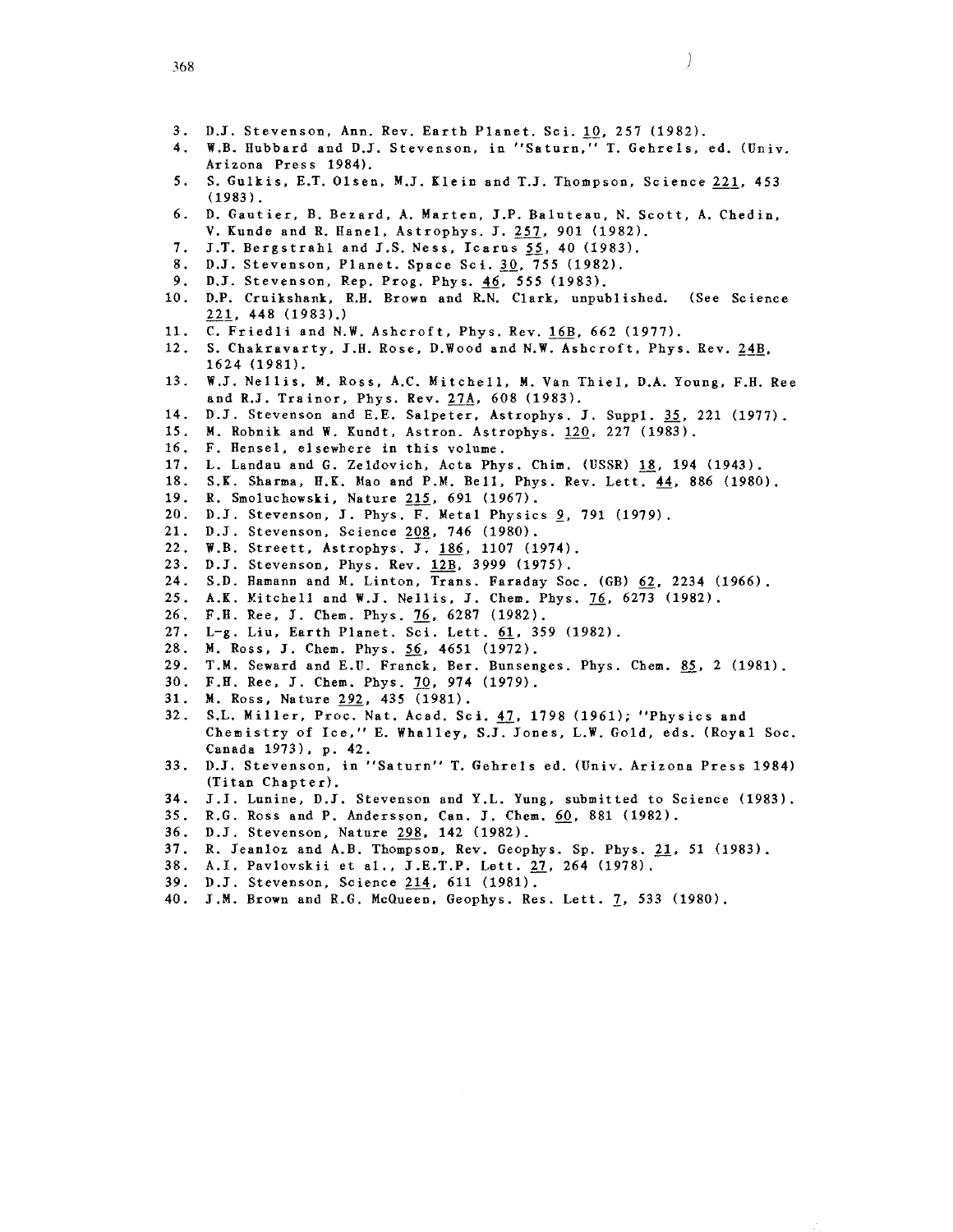3. D.J. Stevenson, Ann. Rev. Earth Planet. Sci. 10, 257 (1982).
4. W.B. Hubbard and D.J. Stevenson, in "Saturn," T. Gehrels, ed. (Univ. Arizona Press 1984).
5. S. Gulkis, E.T. Olsen, M.J. Klein and T.J. Thompson, Science 221, 453 (1983).
6. D. Gautier, B. Bezard, A. Marten, J.P. Baluteau, N. Scott, A. Chedin, V. Kunde and R. Hanel, Astrophys. J. 257, 901 (1982).
7. J.T. Bergstrahl and J.S. Ness, Icarus 55, 40 (1983).
8. D.J. Stevenson, Planet. Space Sci. 30, 755 (1982).
9. D.J. Stevenson, Rep. Prog. Phys. 46, 555 (1983).
10. D.P. Cruikshank, R.H. Brown and R.N. Clark, unpublished. (See Science 221, 448 (1983).)
11. C. Friedli and N.W. Ashcroft, Phys. Rev. 16B, 662 (1977).
12. S. Chakravarty, J.H. Rose, D.Wood and N.W. Ashcroft, Phys. Rev. 24B, 1624 (1981).
13. W.J. Nellis, M. Ross, A.C. Mitchell, M. Van Thiel, D.A. Young, F.H. Ree and R.J. Trainor, Phys. Rev. 27A, 608 (1983).
14. D.J. Stevenson and E.E. Salpeter, Astrophys. J. Suppl. 35, 221 (1977).
15. M. Robnik and W. Kundt, Astron. Astrophys. 120, 227 (1983).
16. F. Hensel, elsewhere in this volume.
17. L. Landau and G. Zeldovich, Acta Phys. Chim. (USSR) 18, 194 (1943).
18. S.K. Sharma, H.K. Mao and P.M. Bell, Phys. Rev. Lett. 44, 886 (1980).
19. R. Smoluchowski, Nature 215, 691 (1967).
20. D.J. Stevenson, J. Phys. F. Metal Physics 9, 791 (1979).
21. D.J. Stevenson, Science 208, 746 (1980).
22. W.B. Streett, Astrophys. J. 186, 1107 (1974).
23. D.J. Stevenson, Phys. Rev. 12B, 3999 (1975).
24. S.D. Hamann and M. Linton, Trans. Faraday Soc. (GB) 62, 2234 (1966).
25. A.K. Mitchell and W.J. Nellis, J. Chem. Phys. 76, 6273 (1982).
26. F.H. Ree, J. Chem. Phys. 76, 6287 (1982).
27. L-g. Liu, Earth Planet. Sci. Lett. 61, 359 (1982).
28. M. Ross, J. Chem. Phys. 56, 4651 (1972).
29. T.M. Seward and E.U. Franck, Ber. Bunsenges. Phys. Chem. 85, 2 (1981).
30. F.H. Ree, J. Chem. Phys. 70, 974 (1979).
31. M. Ross, Nature 292, 435 (1981).
32. S.L. Miller, Proc. Nat. Acad. Sci. 47, 1798 (1961); "Physics and Chemistry of Ice," E. Whalley, S.J. Jones, L.W. Gold, eds. (Royal Soc. Canada 1973), p. 42.
33. D.J. Stevenson, in "Saturn" T. Gehrels ed. (Univ. Arizona Press 1984) (Titan Chapter).
34. J.I. Lunine, D.J. Stevenson and Y.L. Yung, submitted to Science (1983).
35. R.G. Ross and P. Andersson, Can. J. Chem. 60, 881 (1982).
36. D.J. Stevenson, Nature 298, 142 (1982).
37. R. Jeanloz and A.B. Thompson, Rev. Geophys. Sp. Phys. 21, 51 (1983).
38. A.I. Pavlovskii et al., J.E.T.P. Lett. 27, 264 (1978).
39. D.J. Stevenson, Science 214, 611 (1981).
40. J.M. Brown and R.G. McQueen, Geophys. Res. Lett. 7, 533 (1980).